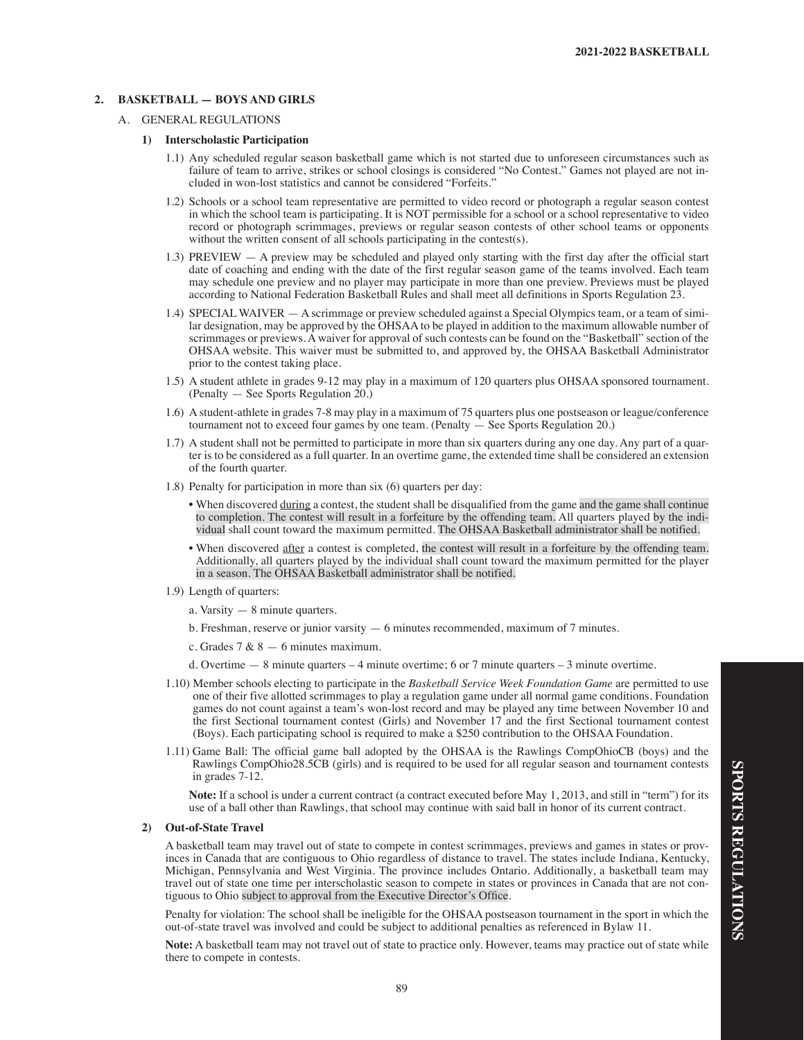## 2. BASKETBALL — BOYS AND GIRLS

### A. GENERAL REGULATIONS

#### 1) Interscholastic Participation

1.1) Any scheduled regular season basketball game which is not started due to unforeseen circumstances such as failure of team to arrive, strikes or school closings is considered "No Contest." Games not played are not included in won-lost statistics and cannot be considered "Forfeits."

1.2) Schools or a school team representative are permitted to video record or photograph a regular season contest in which the school team is participating. It is NOT permissible for a school or a school representative to video record or photograph scrimmages, previews or regular season contests of other school teams or opponents without the written consent of all schools participating in the contest(s).

1.3) PREVIEW — A preview may be scheduled and played only starting with the first day after the official start date of coaching and ending with the date of the first regular season game of the teams involved. Each team may schedule one preview and no player may participate in more than one preview. Previews must be played according to National Federation Basketball Rules and shall meet all definitions in Sports Regulation 23.

1.4) SPECIAL WAIVER — A scrimmage or preview scheduled against a Special Olympics team, or a team of similar designation, may be approved by the OHSAA to be played in addition to the maximum allowable number of scrimmages or previews. A waiver for approval of such contests can be found on the "Basketball" section of the OHSAA website. This waiver must be submitted to, and approved by, the OHSAA Basketball Administrator prior to the contest taking place.

1.5) A student athlete in grades 9-12 may play in a maximum of 120 quarters plus OHSAA sponsored tournament. (Penalty — See Sports Regulation 20.)

1.6) A student-athlete in grades 7-8 may play in a maximum of 75 quarters plus one postseason or league/conference tournament not to exceed four games by one team. (Penalty — See Sports Regulation 20.)

1.7) A student shall not be permitted to participate in more than six quarters during any one day. Any part of a quarter is to be considered as a full quarter. In an overtime game, the extended time shall be considered an extension of the fourth quarter.

1.8) Penalty for participation in more than six (6) quarters per day:

- When discovered <u>during</u> a contest, the student shall be disqualified from the game and the game shall continue to completion. The contest will result in a forfeiture by the offending team. All quarters played by the individual shall count toward the maximum permitted. The OHSAA Basketball administrator shall be notified.
- When discovered <u>after</u> a contest is completed, the contest will result in a forfeiture by the offending team. Additionally, all quarters played by the individual shall count toward the maximum permitted for the player in a season. The OHSAA Basketball administrator shall be notified.

1.9) Length of quarters:

a. Varsity — 8 minute quarters.

b. Freshman, reserve or junior varsity — 6 minutes recommended, maximum of 7 minutes.

c. Grades 7 & 8 — 6 minutes maximum.

d. Overtime — 8 minute quarters – 4 minute overtime; 6 or 7 minute quarters – 3 minute overtime.

1.10) Member schools electing to participate in the *Basketball Service Week Foundation Game* are permitted to use one of their five allotted scrimmages to play a regulation game under all normal game conditions. Foundation games do not count against a team's won-lost record and may be played any time between November 10 and the first Sectional tournament contest (Girls) and November 17 and the first Sectional tournament contest (Boys). Each participating school is required to make a $250 contribution to the OHSAA Foundation.

1.11) Game Ball: The official game ball adopted by the OHSAA is the Rawlings CompOhioCB (boys) and the Rawlings CompOhio28.5CB (girls) and is required to be used for all regular season and tournament contests in grades 7-12.

**Note:** If a school is under a current contract (a contract executed before May 1, 2013, and still in "term") for its use of a ball other than Rawlings, that school may continue with said ball in honor of its current contract.

#### 2) Out-of-State Travel

A basketball team may travel out of state to compete in contest scrimmages, previews and games in states or provinces in Canada that are contiguous to Ohio regardless of distance to travel. The states include Indiana, Kentucky, Michigan, Pennsylvania and West Virginia. The province includes Ontario. Additionally, a basketball team may travel out of state one time per interscholastic season to compete in states or provinces in Canada that are not contiguous to Ohio subject to approval from the Executive Director's Office.

Penalty for violation: The school shall be ineligible for the OHSAA postseason tournament in the sport in which the out-of-state travel was involved and could be subject to additional penalties as referenced in Bylaw 11.

**Note:** A basketball team may not travel out of state to practice only. However, teams may practice out of state while there to compete in contests.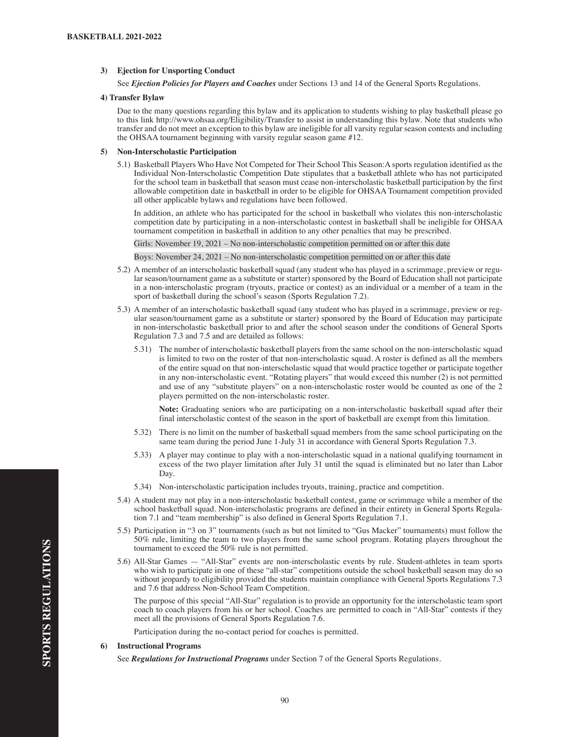### 3) Ejection for Unsporting Conduct

See ***Ejection Policies for Players and Coaches*** under Sections 13 and 14 of the General Sports Regulations.

### 4) Transfer Bylaw

Due to the many questions regarding this bylaw and its application to students wishing to play basketball please go to this link http://www.ohsaa.org/Eligibility/Transfer to assist in understanding this bylaw. Note that students who transfer and do not meet an exception to this bylaw are ineligible for all varsity regular season contests and including the OHSAA tournament beginning with varsity regular season game #12.

### 5) Non-Interscholastic Participation

5.1) Basketball Players Who Have Not Competed for Their School This Season:A sports regulation identified as the Individual Non-Interscholastic Competition Date stipulates that a basketball athlete who has not participated for the school team in basketball that season must cease non-interscholastic basketball participation by the first allowable competition date in basketball in order to be eligible for OHSAA Tournament competition provided all other applicable bylaws and regulations have been followed.

In addition, an athlete who has participated for the school in basketball who violates this non-interscholastic competition date by participating in a non-interscholastic contest in basketball shall be ineligible for OHSAA tournament competition in basketball in addition to any other penalties that may be prescribed.

Girls: November 19, 2021 – No non-interscholastic competition permitted on or after this date

Boys: November 24, 2021 – No non-interscholastic competition permitted on or after this date

5.2) A member of an interscholastic basketball squad (any student who has played in a scrimmage, preview or regular season/tournament game as a substitute or starter) sponsored by the Board of Education shall not participate in a non-interscholastic program (tryouts, practice or contest) as an individual or a member of a team in the sport of basketball during the school's season (Sports Regulation 7.2).

5.3) A member of an interscholastic basketball squad (any student who has played in a scrimmage, preview or regular season/tournament game as a substitute or starter) sponsored by the Board of Education may participate in non-interscholastic basketball prior to and after the school season under the conditions of General Sports Regulation 7.3 and 7.5 and are detailed as follows:

5.31) The number of interscholastic basketball players from the same school on the non-interscholastic squad is limited to two on the roster of that non-interscholastic squad. A roster is defined as all the members of the entire squad on that non-interscholastic squad that would practice together or participate together in any non-interscholastic event. "Rotating players" that would exceed this number (2) is not permitted and use of any "substitute players" on a non-interscholastic roster would be counted as one of the 2 players permitted on the non-interscholastic roster.

**Note:** Graduating seniors who are participating on a non-interscholastic basketball squad after their final interscholastic contest of the season in the sport of basketball are exempt from this limitation.

5.32) There is no limit on the number of basketball squad members from the same school participating on the same team during the period June 1-July 31 in accordance with General Sports Regulation 7.3.

5.33) A player may continue to play with a non-interscholastic squad in a national qualifying tournament in excess of the two player limitation after July 31 until the squad is eliminated but no later than Labor Day.

5.34) Non-interscholastic participation includes tryouts, training, practice and competition.

5.4) A student may not play in a non-interscholastic basketball contest, game or scrimmage while a member of the school basketball squad. Non-interscholastic programs are defined in their entirety in General Sports Regulation 7.1 and "team membership" is also defined in General Sports Regulation 7.1.

5.5) Participation in "3 on 3" tournaments (such as but not limited to "Gus Macker" tournaments) must follow the 50% rule, limiting the team to two players from the same school program. Rotating players throughout the tournament to exceed the 50% rule is not permitted.

5.6) All-Star Games — "All-Star" events are non-interscholastic events by rule. Student-athletes in team sports who wish to participate in one of these "all-star" competitions outside the school basketball season may do so without jeopardy to eligibility provided the students maintain compliance with General Sports Regulations 7.3 and 7.6 that address Non-School Team Competition.

The purpose of this special "All-Star" regulation is to provide an opportunity for the interscholastic team sport coach to coach players from his or her school. Coaches are permitted to coach in "All-Star" contests if they meet all the provisions of General Sports Regulation 7.6.

Participation during the no-contact period for coaches is permitted.

### 6) Instructional Programs

See ***Regulations for Instructional Programs*** under Section 7 of the General Sports Regulations.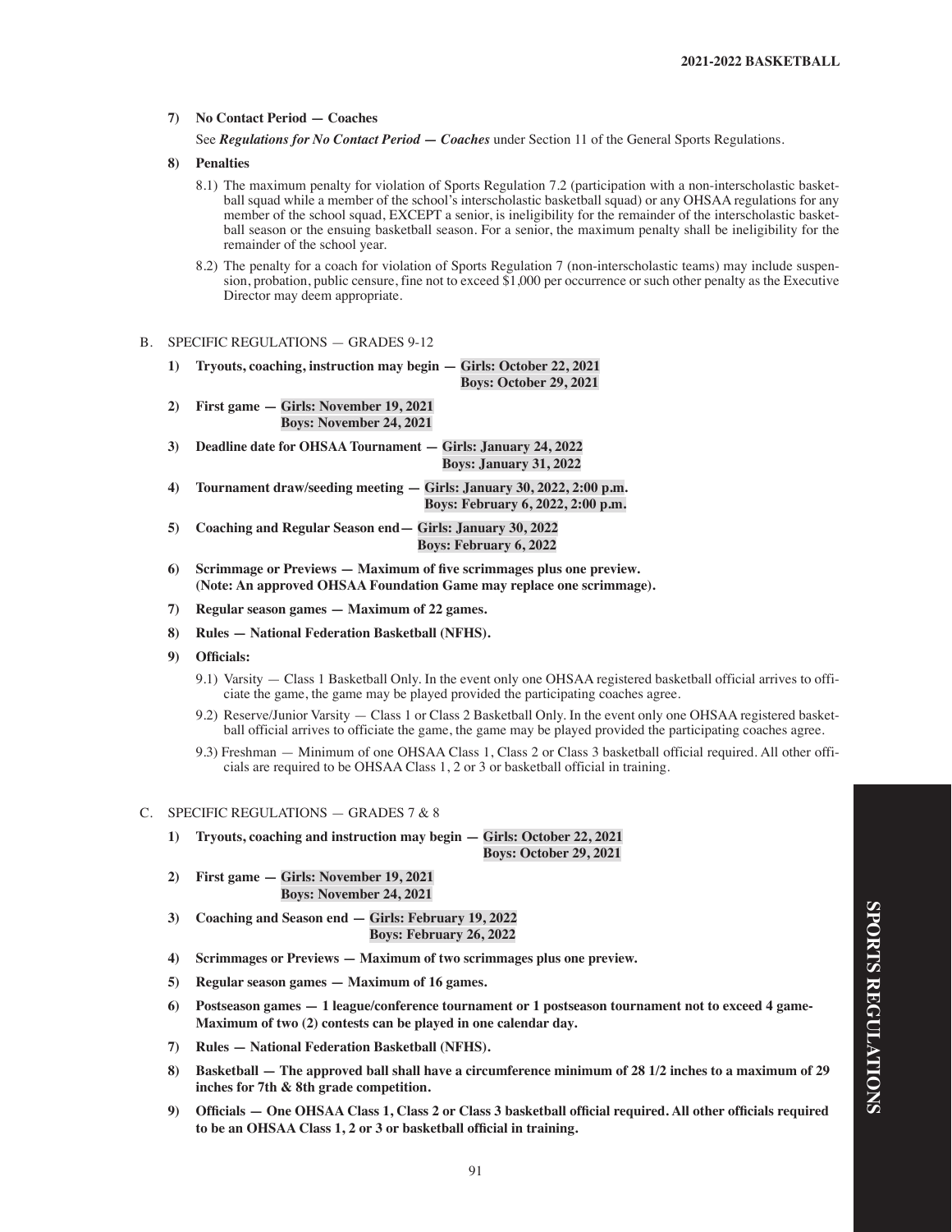**7) No Contact Period — Coaches**

See ***Regulations for No Contact Period — Coaches*** under Section 11 of the General Sports Regulations.

**8) Penalties**

8.1) The maximum penalty for violation of Sports Regulation 7.2 (participation with a non-interscholastic basketball squad while a member of the school's interscholastic basketball squad) or any OHSAA regulations for any member of the school squad, EXCEPT a senior, is ineligibility for the remainder of the interscholastic basketball season or the ensuing basketball season. For a senior, the maximum penalty shall be ineligibility for the remainder of the school year.

8.2) The penalty for a coach for violation of Sports Regulation 7 (non-interscholastic teams) may include suspension, probation, public censure, fine not to exceed $1,000 per occurrence or such other penalty as the Executive Director may deem appropriate.

B. SPECIFIC REGULATIONS — GRADES 9-12

1) **Tryouts, coaching, instruction may begin — Girls: October 22, 2021**
   **Boys: October 29, 2021**

2) **First game — Girls: November 19, 2021**
   **Boys: November 24, 2021**

3) **Deadline date for OHSAA Tournament — Girls: January 24, 2022**
   **Boys: January 31, 2022**

4) **Tournament draw/seeding meeting — Girls: January 30, 2022, 2:00 p.m.**
   **Boys: February 6, 2022, 2:00 p.m.**

5) **Coaching and Regular Season end— Girls: January 30, 2022**
   **Boys: February 6, 2022**

6) **Scrimmage or Previews — Maximum of five scrimmages plus one preview. (Note: An approved OHSAA Foundation Game may replace one scrimmage).**

7) **Regular season games — Maximum of 22 games.**

8) **Rules — National Federation Basketball (NFHS).**

9) **Officials:**

   9.1) Varsity — Class 1 Basketball Only. In the event only one OHSAA registered basketball official arrives to officiate the game, the game may be played provided the participating coaches agree.

   9.2) Reserve/Junior Varsity — Class 1 or Class 2 Basketball Only. In the event only one OHSAA registered basketball official arrives to officiate the game, the game may be played provided the participating coaches agree.

   9.3) Freshman — Minimum of one OHSAA Class 1, Class 2 or Class 3 basketball official required. All other officials are required to be OHSAA Class 1, 2 or 3 or basketball official in training.

C. SPECIFIC REGULATIONS — GRADES 7 & 8

1) **Tryouts, coaching and instruction may begin — Girls: October 22, 2021**
   **Boys: October 29, 2021**

2) **First game — Girls: November 19, 2021**
   **Boys: November 24, 2021**

3) **Coaching and Season end — Girls: February 19, 2022**
   **Boys: February 26, 2022**

4) **Scrimmages or Previews — Maximum of two scrimmages plus one preview.**

5) **Regular season games — Maximum of 16 games.**

6) **Postseason games — 1 league/conference tournament or 1 postseason tournament not to exceed 4 game- Maximum of two (2) contests can be played in one calendar day.**

7) **Rules — National Federation Basketball (NFHS).**

8) **Basketball — The approved ball shall have a circumference minimum of 28 1/2 inches to a maximum of 29 inches for 7th & 8th grade competition.**

9) **Officials — One OHSAA Class 1, Class 2 or Class 3 basketball official required. All other officials required to be an OHSAA Class 1, 2 or 3 or basketball official in training.**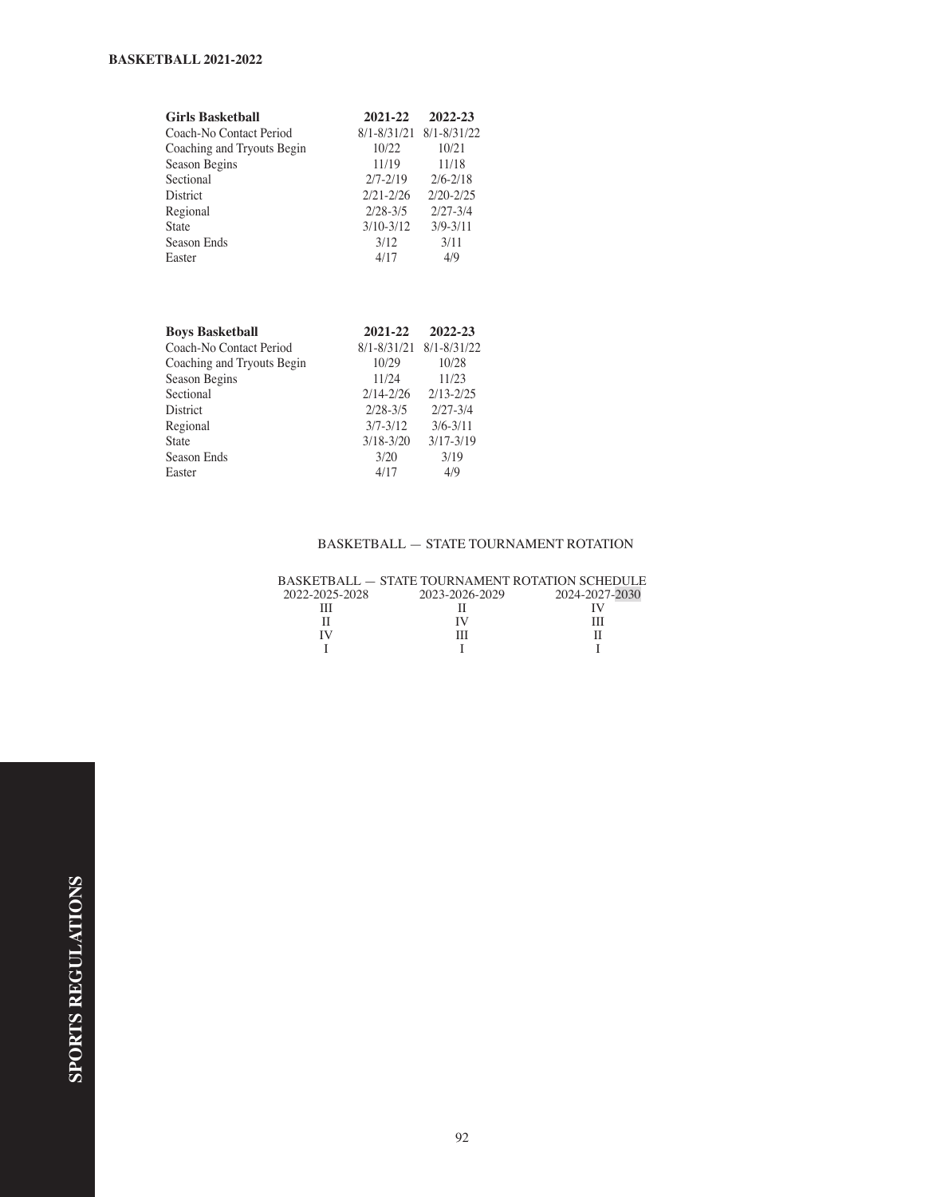**BASKETBALL 2021-2022**

| Girls Basketball | 2021-22 | 2022-23 |
|---|---|---|
| Coach-No Contact Period | 8/1-8/31/21 | 8/1-8/31/22 |
| Coaching and Tryouts Begin | 10/22 | 10/21 |
| Season Begins | 11/19 | 11/18 |
| Sectional | 2/7-2/19 | 2/6-2/18 |
| District | 2/21-2/26 | 2/20-2/25 |
| Regional | 2/28-3/5 | 2/27-3/4 |
| State | 3/10-3/12 | 3/9-3/11 |
| Season Ends | 3/12 | 3/11 |
| Easter | 4/17 | 4/9 |

| Boys Basketball | 2021-22 | 2022-23 |
|---|---|---|
| Coach-No Contact Period | 8/1-8/31/21 | 8/1-8/31/22 |
| Coaching and Tryouts Begin | 10/29 | 10/28 |
| Season Begins | 11/24 | 11/23 |
| Sectional | 2/14-2/26 | 2/13-2/25 |
| District | 2/28-3/5 | 2/27-3/4 |
| Regional | 3/7-3/12 | 3/6-3/11 |
| State | 3/18-3/20 | 3/17-3/19 |
| Season Ends | 3/20 | 3/19 |
| Easter | 4/17 | 4/9 |

## BASKETBALL — STATE TOURNAMENT ROTATION

BASKETBALL — STATE TOURNAMENT ROTATION SCHEDULE

| 2022-2025-2028 | 2023-2026-2029 | 2024-2027-2030 |
|---|---|---|
| III | II | IV |
| II | IV | III |
| IV | III | II |
| I | I | I |